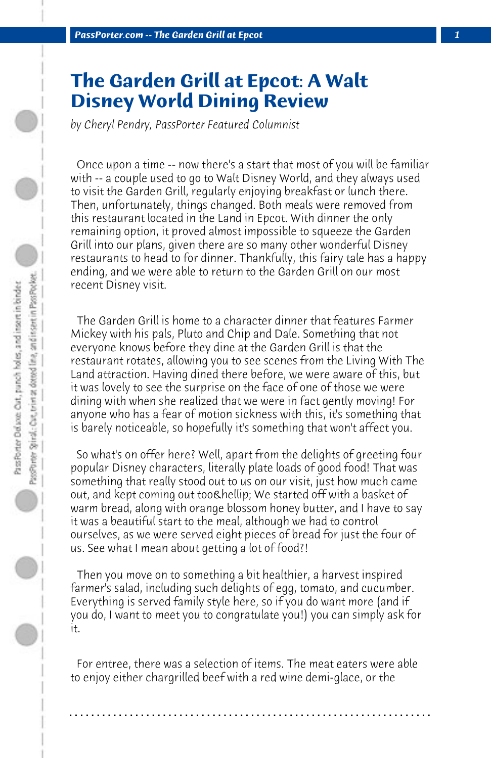# The Garden Grill at Epcot: A Walt Disney World Dining Review

*by Cheryl Pendry, PassPorter Featured Columnist*

Once upon a time -- now there's a start that most of you will be familiar with -- a couple used to go to Walt Disney World, and they always used to visit the Garden Grill, regularly enjoying breakfast or lunch there. Then, unfortunately, things changed. Both meals were removed from this restaurant located in the Land in Epcot. With dinner the only remaining option, it proved almost impossible to squeeze the Garden Grill into our plans, given there are so many other wonderful Disney restaurants to head to for dinner. Thankfully, this fairy tale has a happy ending, and we were able to return to the Garden Grill on our most recent Disney visit.

The Garden Grill is home to a character dinner that features Farmer Mickey with his pals, Pluto and Chip and Dale. Something that not everyone knows before they dine at the Garden Grill is that the restaurant rotates, allowing you to see scenes from the Living With The Land attraction. Having dined there before, we were aware of this, but it was lovely to see the surprise on the face of one of those we were dining with when she realized that we were in fact gently moving! For anyone who has a fear of motion sickness with this, it's something that is barely noticeable, so hopefully it's something that won't affect you.

So what's on offer here? Well, apart from the delights of greeting four popular Disney characters, literally plate loads of good food! That was something that really stood out to us on our visit, just how much came out, and kept coming out too&hellip; We started off with a basket of warm bread, along with orange blossom honey butter, and I have to say it was a beautiful start to the meal, although we had to control ourselves, as we were served eight pieces of bread for just the four of us. See what I mean about getting a lot of food?!

Then you move on to something a bit healthier, a harvest inspired farmer's salad, including such delights of egg, tomato, and cucumber. Everything is served family style here, so if you do want more (and if you do, I want to meet you to congratulate you!) you can simply ask for it.

For entree, there was a selection of items. The meat eaters were able to enjoy either chargrilled beef with a red wine demi-glace, or the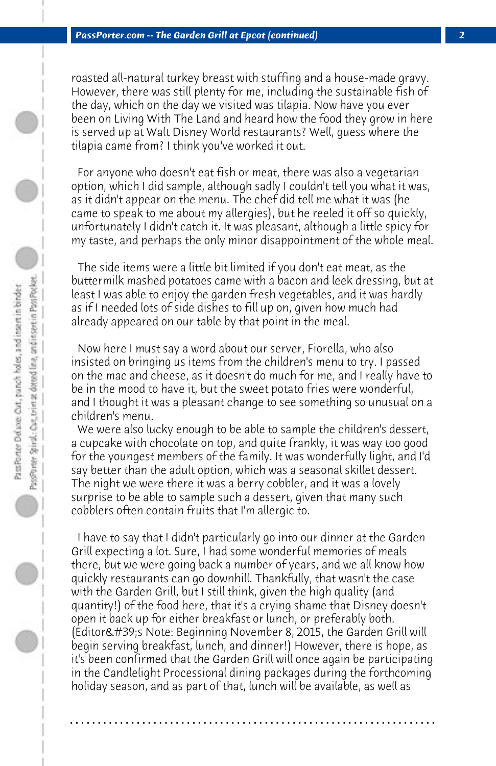roasted all-natural turkey breast with stuffing and a house-made gravy. However, there was still plenty for me, including the sustainable fish of the day, which on the day we visited was tilapia. Now have you ever been on Living With The Land and heard how the food they grow in here is served up at Walt Disney World restaurants? Well, guess where the tilapia came from? I think you've worked it out.

For anyone who doesn't eat fish or meat, there was also a vegetarian option, which I did sample, although sadly I couldn't tell you what it was, as it didn't appear on the menu. The chef did tell me what it was (he came to speak to me about my allergies), but he reeled it off so quickly, unfortunately I didn't catch it. It was pleasant, although a little spicy for my taste, and perhaps the only minor disappointment of the whole meal.

The side items were a little bit limited if you don't eat meat, as the buttermilk mashed potatoes came with a bacon and leek dressing, but at least I was able to enjoy the garden fresh vegetables, and it was hardly as if I needed lots of side dishes to fill up on, given how much had already appeared on our table by that point in the meal.

Now here I must say a word about our server, Fiorella, who also insisted on bringing us items from the children's menu to try. I passed on the mac and cheese, as it doesn't do much for me, and I really have to be in the mood to have it, but the sweet potato fries were wonderful, and I thought it was a pleasant change to see something so unusual on a children's menu.

We were also lucky enough to be able to sample the children's dessert, a cupcake with chocolate on top, and quite frankly, it was way too good for the youngest members of the family. It was wonderfully light, and I'd say better than the adult option, which was a seasonal skillet dessert. The night we were there it was a berry cobbler, and it was a lovely surprise to be able to sample such a dessert, given that many such cobblers often contain fruits that I'm allergic to.

I have to say that I didn't particularly go into our dinner at the Garden Grill expecting a lot. Sure, I had some wonderful memories of meals there, but we were going back a number of years, and we all know how quickly restaurants can go downhill. Thankfully, that wasn't the case with the Garden Grill, but I still think, given the high quality (and quantity!) of the food here, that it's a crying shame that Disney doesn't open it back up for either breakfast or lunch, or preferably both. (Editor&#39;s Note: Beginning November 8, 2015, the Garden Grill will begin serving breakfast, lunch, and dinner!) However, there is hope, as it's been confirmed that the Garden Grill will once again be participating in the Candlelight Processional dining packages during the forthcoming holiday season, and as part of that, lunch will be available, as well as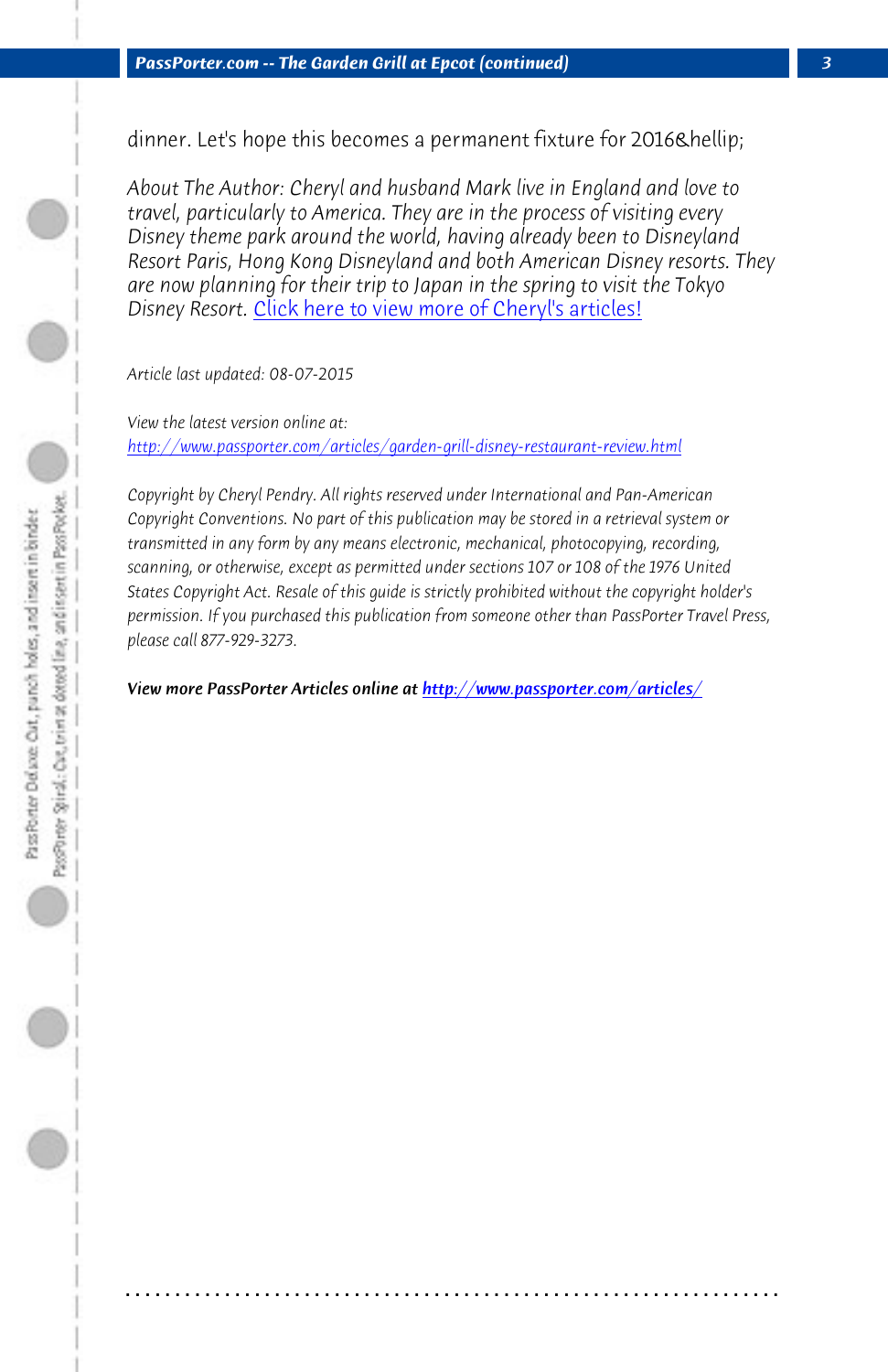dinner. Let's hope this becomes a permanent fixture for 2016&hellip;

*About The Author: Cheryl and husband Mark live in England and love to travel, particularly to America. They are in the process of visiting every Disney theme park around the world, having already been to Disneyland Resort Paris, Hong Kong Disneyland and both American Disney resorts. They are now planning for their trip to Japan in the spring to visit the Tokyo Disney Resort.* Click here to view more of Cheryl's articles!

*Article last updated: 08-07-2015*

*View the latest version online at:*
*http://www.passporter.com/articles/garden-grill-disney-restaurant-review.html*

*Copyright by Cheryl Pendry. All rights reserved under International and Pan-American Copyright Conventions. No part of this publication may be stored in a retrieval system or transmitted in any form by any means electronic, mechanical, photocopying, recording, scanning, or otherwise, except as permitted under sections 107 or 108 of the 1976 United States Copyright Act. Resale of this guide is strictly prohibited without the copyright holder's permission. If you purchased this publication from someone other than PassPorter Travel Press, please call 877-929-3273.*

**View more PassPorter Articles online at http://www.passporter.com/articles/**